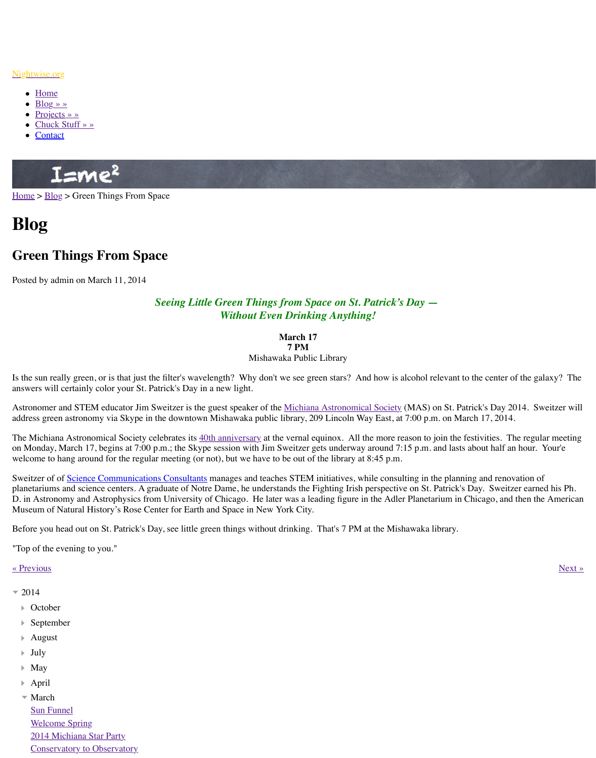Nightwise.org

- Home
- Blog » »
- Projects » »
- Chuck Stuff » »
- Contact

Home > Blog > Green Things From Space

# Blog

## Green Things From Space

Posted by admin on March 11, 2014

***Seeing Little Green Things from Space on St. Patrick's Day — Without Even Drinking Anything!***

**March 17**
**7 PM**
Mishawaka Public Library

Is the sun really green, or is that just the filter's wavelength? Why don't we see green stars? And how is alcohol relevant to the center of the galaxy? The answers will certainly color your St. Patrick's Day in a new light.

Astronomer and STEM educator Jim Sweitzer is the guest speaker of the Michiana Astronomical Society (MAS) on St. Patrick's Day 2014. Sweitzer will address green astronomy via Skype in the downtown Mishawaka public library, 209 Lincoln Way East, at 7:00 p.m. on March 17, 2014.

The Michiana Astronomical Society celebrates its 40th anniversary at the vernal equinox. All the more reason to join the festivities. The regular meeting on Monday, March 17, begins at 7:00 p.m.; the Skype session with Jim Sweitzer gets underway around 7:15 p.m. and lasts about half an hour. You'e welcome to hang around for the regular meeting (or not), but we have to be out of the library at 8:45 p.m.

Sweitzer of of Science Communications Consultants manages and teaches STEM initiatives, while consulting in the planning and renovation of planetariums and science centers. A graduate of Notre Dame, he understands the Fighting Irish perspective on St. Patrick's Day. Sweitzer earned his Ph. D. in Astronomy and Astrophysics from University of Chicago. He later was a leading figure in the Adler Planetarium in Chicago, and then the American Museum of Natural History's Rose Center for Earth and Space in New York City.

Before you head out on St. Patrick's Day, see little green things without drinking. That's 7 PM at the Mishawaka library.

"Top of the evening to you."

« Previous

Next »

- 2014
  - October
  - September
  - August
  - July
  - May
  - April
  - March
    - Sun Funnel
    - Welcome Spring
    - 2014 Michiana Star Party
    - Conservatory to Observatory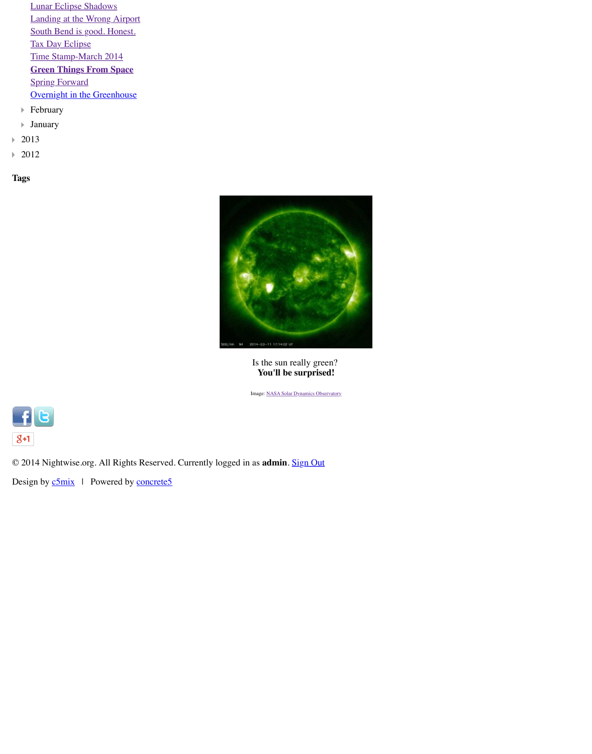- Lunar Eclipse Shadows
- Landing at the Wrong Airport
- South Bend is good. Honest.
- Tax Day Eclipse
- Time Stamp-March 2014
- **Green Things From Space**
- Spring Forward
- Overnight in the Greenhouse
- February
- January
- 2013
- 2012

**Tags**

Is the sun really green?
**You'll be surprised!**

Image: NASA Solar Dynamics Observatory

© 2014 Nightwise.org. All Rights Reserved. Currently logged in as **admin**. Sign Out

Design by c5mix | Powered by concrete5